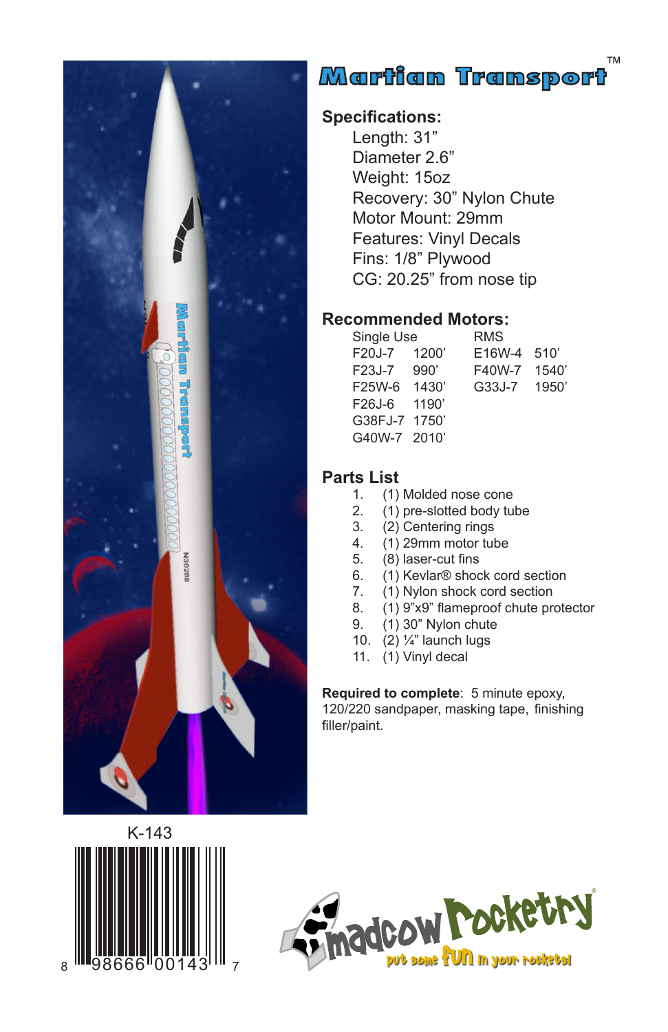# Martian Transport™

## Specifications:

Length: 31”
Diameter 2.6”
Weight: 15oz
Recovery: 30” Nylon Chute
Motor Mount: 29mm
Features: Vinyl Decals
Fins: 1/8” Plywood
CG: 20.25” from nose tip

## Recommended Motors:

| Single Use | | RMS | |
|---|---|---|---|
| F20J-7 | 1200’ | E16W-4 | 510’ |
| F23J-7 | 990’ | F40W-7 | 1540’ |
| F25W-6 | 1430’ | G33J-7 | 1950’ |
| F26J-6 | 1190’ | | |
| G38FJ-7 | 1750’ | | |
| G40W-7 | 2010’ | | |

## Parts List

1. (1) Molded nose cone
2. (1) pre-slotted body tube
3. (2) Centering rings
4. (1) 29mm motor tube
5. (8) laser-cut fins
6. (1) Kevlar® shock cord section
7. (1) Nylon shock cord section
8. (1) 9”x9” flameproof chute protector
9. (1) 30” Nylon chute
10. (2) ¼” launch lugs
11. (1) Vinyl decal

**Required to complete**: 5 minute epoxy, 120/220 sandpaper, masking tape, finishing filler/paint.

K-143

8 98666 00143 7

madcow Rocketry®
put some fun in your rockets!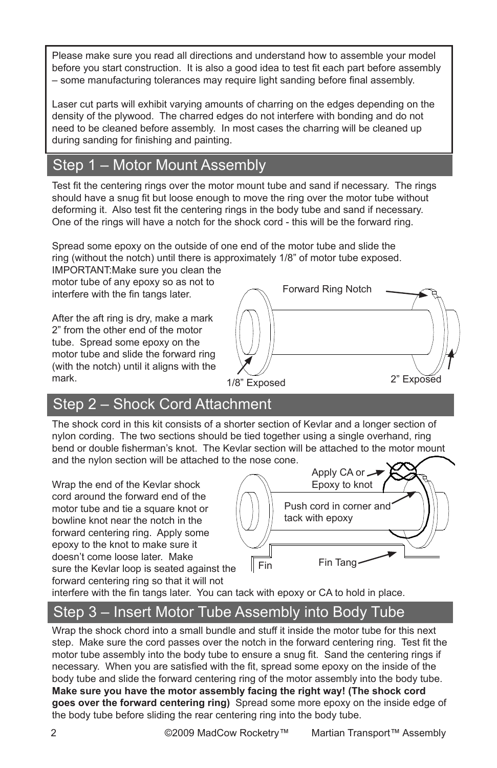Please make sure you read all directions and understand how to assemble your model before you start construction. It is also a good idea to test fit each part before assembly – some manufacturing tolerances may require light sanding before final assembly.

Laser cut parts will exhibit varying amounts of charring on the edges depending on the density of the plywood. The charred edges do not interfere with bonding and do not need to be cleaned before assembly. In most cases the charring will be cleaned up during sanding for finishing and painting.

## Step 1 – Motor Mount Assembly

Test fit the centering rings over the motor mount tube and sand if necessary. The rings should have a snug fit but loose enough to move the ring over the motor tube without deforming it. Also test fit the centering rings in the body tube and sand if necessary. One of the rings will have a notch for the shock cord - this will be the forward ring.

Spread some epoxy on the outside of one end of the motor tube and slide the ring (without the notch) until there is approximately 1/8" of motor tube exposed. IMPORTANT:Make sure you clean the motor tube of any epoxy so as not to interfere with the fin tangs later.

After the aft ring is dry, make a mark 2" from the other end of the motor tube. Spread some epoxy on the motor tube and slide the forward ring (with the notch) until it aligns with the mark.

Forward Ring Notch

1/8" Exposed

2" Exposed

## Step 2 – Shock Cord Attachment

The shock cord in this kit consists of a shorter section of Kevlar and a longer section of nylon cording. The two sections should be tied together using a single overhand, ring bend or double fisherman's knot. The Kevlar section will be attached to the motor mount and the nylon section will be attached to the nose cone.

Wrap the end of the Kevlar shock cord around the forward end of the motor tube and tie a square knot or bowline knot near the notch in the forward centering ring. Apply some epoxy to the knot to make sure it doesn't come loose later. Make sure the Kevlar loop is seated against the forward centering ring so that it will not interfere with the fin tangs later. You can tack with epoxy or CA to hold in place.

Apply CA or Epoxy to knot

Push cord in corner and tack with epoxy

Fin

Fin Tang

## Step 3 – Insert Motor Tube Assembly into Body Tube

Wrap the shock chord into a small bundle and stuff it inside the motor tube for this next step. Make sure the cord passes over the notch in the forward centering ring. Test fit the motor tube assembly into the body tube to ensure a snug fit. Sand the centering rings if necessary. When you are satisfied with the fit, spread some epoxy on the inside of the body tube and slide the forward centering ring of the motor assembly into the body tube. **Make sure you have the motor assembly facing the right way! (The shock cord goes over the forward centering ring)** Spread some more epoxy on the inside edge of the body tube before sliding the rear centering ring into the body tube.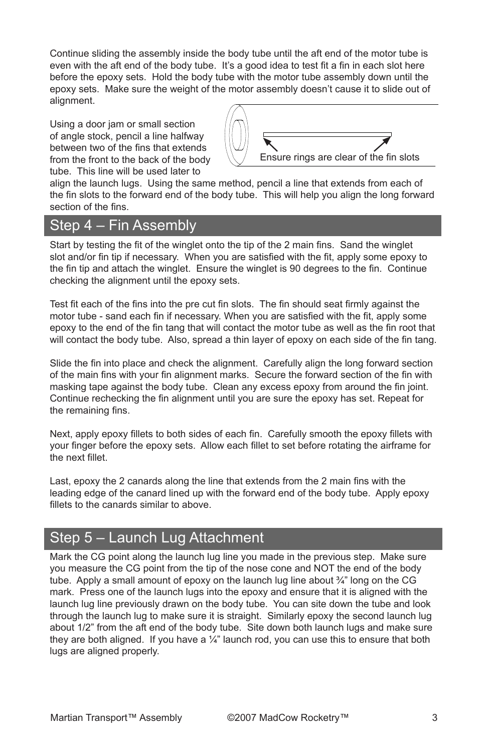Continue sliding the assembly inside the body tube until the aft end of the motor tube is even with the aft end of the body tube. It's a good idea to test fit a fin in each slot here before the epoxy sets. Hold the body tube with the motor tube assembly down until the epoxy sets. Make sure the weight of the motor assembly doesn't cause it to slide out of alignment.

Using a door jam or small section of angle stock, pencil a line halfway between two of the fins that extends from the front to the back of the body tube. This line will be used later to align the launch lugs. Using the same method, pencil a line that extends from each of the fin slots to the forward end of the body tube. This will help you align the long forward section of the fins.

Ensure rings are clear of the fin slots

## Step 4 – Fin Assembly

Start by testing the fit of the winglet onto the tip of the 2 main fins. Sand the winglet slot and/or fin tip if necessary. When you are satisfied with the fit, apply some epoxy to the fin tip and attach the winglet. Ensure the winglet is 90 degrees to the fin. Continue checking the alignment until the epoxy sets.

Test fit each of the fins into the pre cut fin slots. The fin should seat firmly against the motor tube - sand each fin if necessary. When you are satisfied with the fit, apply some epoxy to the end of the fin tang that will contact the motor tube as well as the fin root that will contact the body tube. Also, spread a thin layer of epoxy on each side of the fin tang.

Slide the fin into place and check the alignment. Carefully align the long forward section of the main fins with your fin alignment marks. Secure the forward section of the fin with masking tape against the body tube. Clean any excess epoxy from around the fin joint. Continue rechecking the fin alignment until you are sure the epoxy has set. Repeat for the remaining fins.

Next, apply epoxy fillets to both sides of each fin. Carefully smooth the epoxy fillets with your finger before the epoxy sets. Allow each fillet to set before rotating the airframe for the next fillet.

Last, epoxy the 2 canards along the line that extends from the 2 main fins with the leading edge of the canard lined up with the forward end of the body tube. Apply epoxy fillets to the canards similar to above.

## Step 5 – Launch Lug Attachment

Mark the CG point along the launch lug line you made in the previous step. Make sure you measure the CG point from the tip of the nose cone and NOT the end of the body tube. Apply a small amount of epoxy on the launch lug line about ¾" long on the CG mark. Press one of the launch lugs into the epoxy and ensure that it is aligned with the launch lug line previously drawn on the body tube. You can site down the tube and look through the launch lug to make sure it is straight. Similarly epoxy the second launch lug about 1/2" from the aft end of the body tube. Site down both launch lugs and make sure they are both aligned. If you have a ¼" launch rod, you can use this to ensure that both lugs are aligned properly.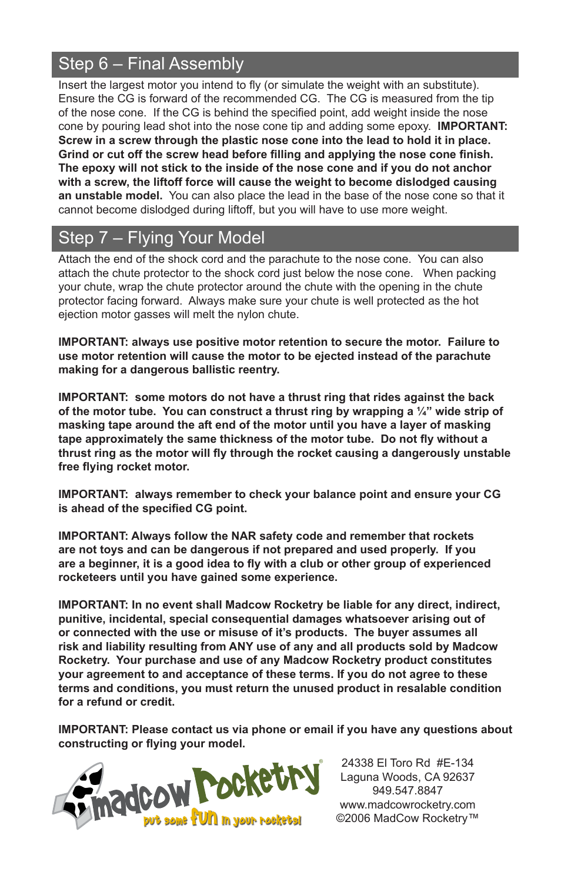## Step 6 – Final Assembly

Insert the largest motor you intend to fly (or simulate the weight with an substitute). Ensure the CG is forward of the recommended CG. The CG is measured from the tip of the nose cone. If the CG is behind the specified point, add weight inside the nose cone by pouring lead shot into the nose cone tip and adding some epoxy. **IMPORTANT: Screw in a screw through the plastic nose cone into the lead to hold it in place. Grind or cut off the screw head before filling and applying the nose cone finish. The epoxy will not stick to the inside of the nose cone and if you do not anchor with a screw, the liftoff force will cause the weight to become dislodged causing an unstable model.** You can also place the lead in the base of the nose cone so that it cannot become dislodged during liftoff, but you will have to use more weight.

## Step 7 – Flying Your Model

Attach the end of the shock cord and the parachute to the nose cone. You can also attach the chute protector to the shock cord just below the nose cone. When packing your chute, wrap the chute protector around the chute with the opening in the chute protector facing forward. Always make sure your chute is well protected as the hot ejection motor gasses will melt the nylon chute.

**IMPORTANT: always use positive motor retention to secure the motor. Failure to use motor retention will cause the motor to be ejected instead of the parachute making for a dangerous ballistic reentry.**

**IMPORTANT: some motors do not have a thrust ring that rides against the back of the motor tube. You can construct a thrust ring by wrapping a ¼" wide strip of masking tape around the aft end of the motor until you have a layer of masking tape approximately the same thickness of the motor tube. Do not fly without a thrust ring as the motor will fly through the rocket causing a dangerously unstable free flying rocket motor.**

**IMPORTANT: always remember to check your balance point and ensure your CG is ahead of the specified CG point.**

**IMPORTANT: Always follow the NAR safety code and remember that rockets are not toys and can be dangerous if not prepared and used properly. If you are a beginner, it is a good idea to fly with a club or other group of experienced rocketeers until you have gained some experience.**

**IMPORTANT: In no event shall Madcow Rocketry be liable for any direct, indirect, punitive, incidental, special consequential damages whatsoever arising out of or connected with the use or misuse of it's products. The buyer assumes all risk and liability resulting from ANY use of any and all products sold by Madcow Rocketry. Your purchase and use of any Madcow Rocketry product constitutes your agreement to and acceptance of these terms. If you do not agree to these terms and conditions, you must return the unused product in resalable condition for a refund or credit.**

**IMPORTANT: Please contact us via phone or email if you have any questions about constructing or flying your model.**

madcow rocketry®
put some fun in your rockets!

24338 El Toro Rd #E-134
Laguna Woods, CA 92637
949.547.8847
www.madcowrocketry.com
©2006 MadCow Rocketry™